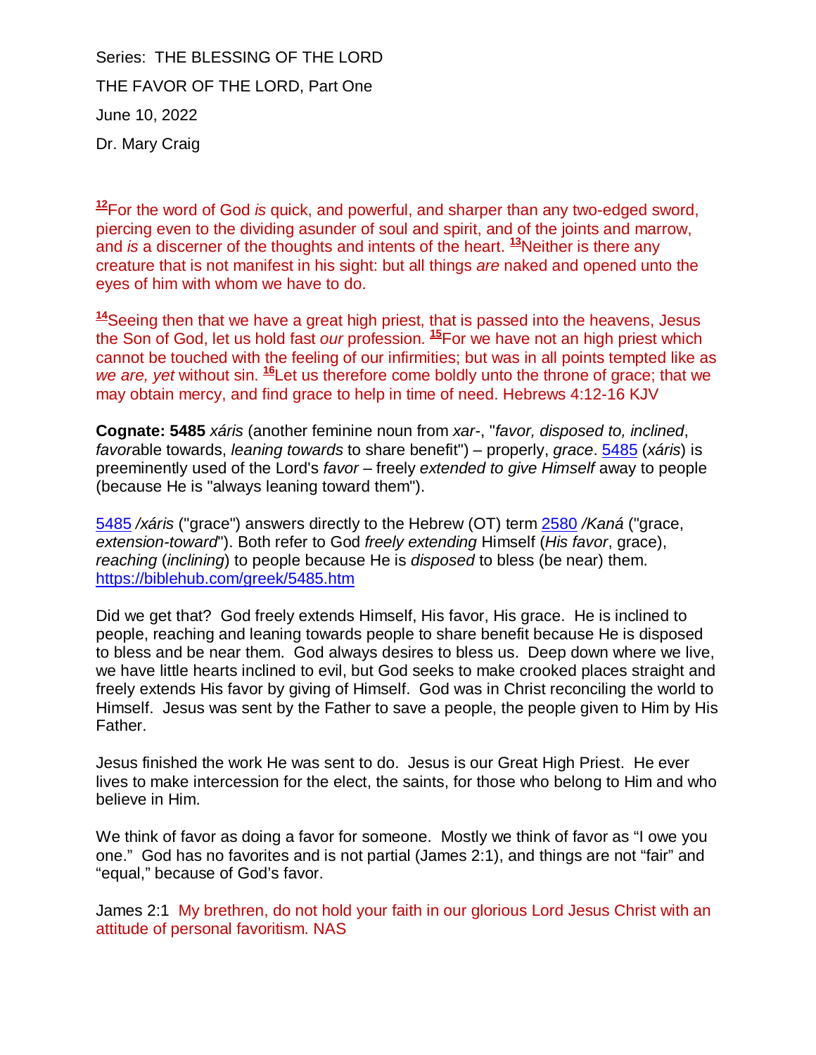Series: THE BLESSING OF THE LORD

THE FAVOR OF THE LORD, Part One

June 10, 2022

Dr. Mary Craig

[12]For the word of God *is* quick, and powerful, and sharper than any two-edged sword, piercing even to the dividing asunder of soul and spirit, and of the joints and marrow, and *is* a discerner of the thoughts and intents of the heart. [13]Neither is there any creature that is not manifest in his sight: but all things *are* naked and opened unto the eyes of him with whom we have to do.

[14]Seeing then that we have a great high priest, that is passed into the heavens, Jesus the Son of God, let us hold fast *our* profession. [15]For we have not an high priest which cannot be touched with the feeling of our infirmities; but was in all points tempted like as *we are, yet* without sin. [16]Let us therefore come boldly unto the throne of grace; that we may obtain mercy, and find grace to help in time of need. Hebrews 4:12-16 KJV

**Cognate: 5485** *xáris* (another feminine noun from *xar-*, "*favor, disposed to, inclined*, *favor*able towards, *leaning towards* to share benefit") – properly, *grace*. [5485](https://biblehub.com/greek/5485.htm) (*xáris*) is preeminently used of the Lord's *favor* – freely *extended to give Himself* away to people (because He is "always leaning toward them").

[5485](https://biblehub.com/greek/5485.htm) */xáris* ("grace") answers directly to the Hebrew (OT) term [2580](https://biblehub.com/hebrew/2580.htm) */Kaná* ("grace, *extension-toward*"). Both refer to God *freely extending* Himself (*His favor*, grace), *reaching* (*inclining*) to people because He is *disposed* to bless (be near) them. [https://biblehub.com/greek/5485.htm](https://biblehub.com/greek/5485.htm)

Did we get that? God freely extends Himself, His favor, His grace. He is inclined to people, reaching and leaning towards people to share benefit because He is disposed to bless and be near them. God always desires to bless us. Deep down where we live, we have little hearts inclined to evil, but God seeks to make crooked places straight and freely extends His favor by giving of Himself. God was in Christ reconciling the world to Himself. Jesus was sent by the Father to save a people, the people given to Him by His Father.

Jesus finished the work He was sent to do. Jesus is our Great High Priest. He ever lives to make intercession for the elect, the saints, for those who belong to Him and who believe in Him.

We think of favor as doing a favor for someone. Mostly we think of favor as "I owe you one." God has no favorites and is not partial (James 2:1), and things are not "fair" and "equal," because of God's favor.

James 2:1 My brethren, do not hold your faith in our glorious Lord Jesus Christ with an attitude of personal favoritism. NAS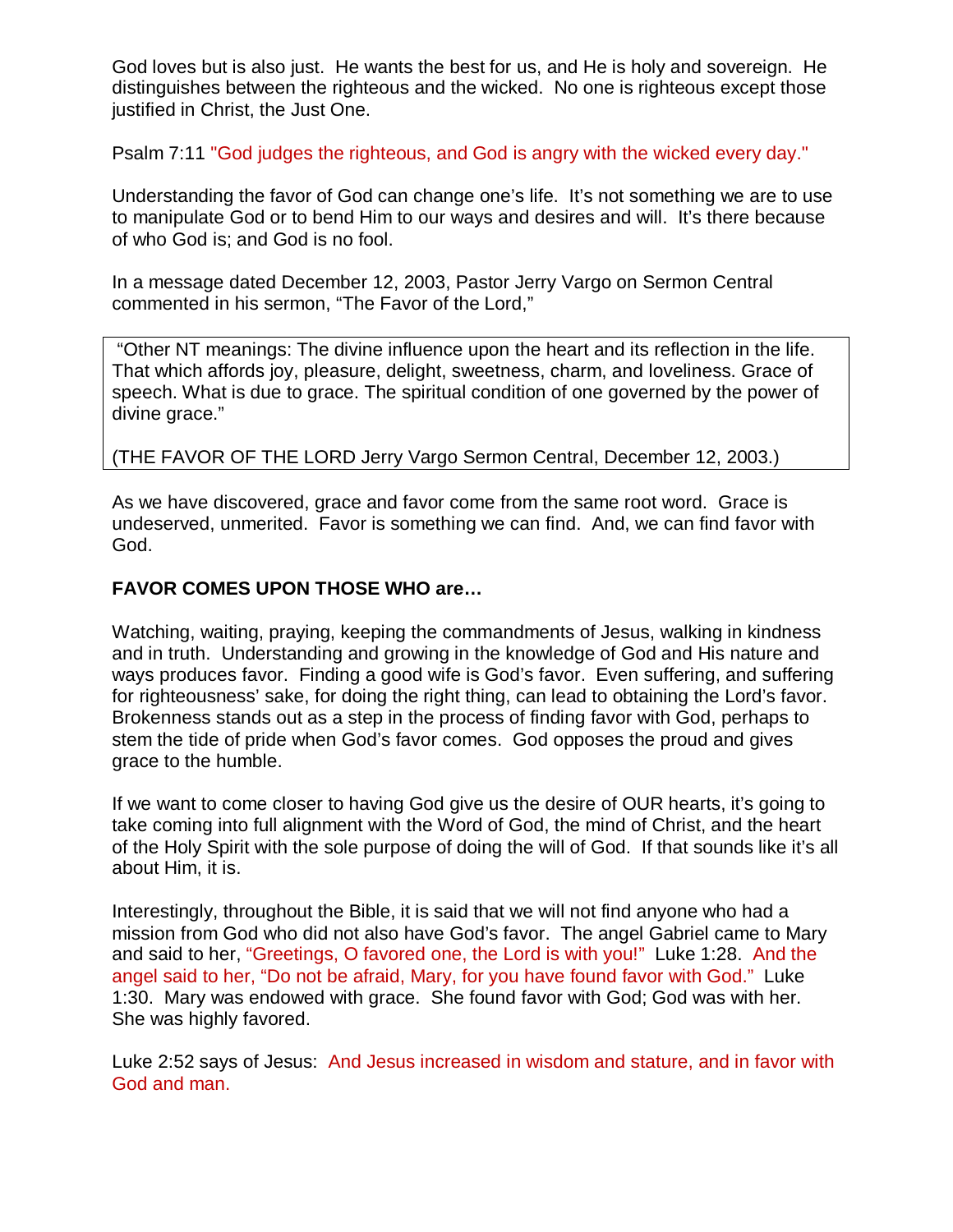God loves but is also just. He wants the best for us, and He is holy and sovereign. He distinguishes between the righteous and the wicked. No one is righteous except those justified in Christ, the Just One.

Psalm 7:11 "God judges the righteous, and God is angry with the wicked every day."

Understanding the favor of God can change one's life. It's not something we are to use to manipulate God or to bend Him to our ways and desires and will. It's there because of who God is; and God is no fool.

In a message dated December 12, 2003, Pastor Jerry Vargo on Sermon Central commented in his sermon, "The Favor of the Lord,"

> "Other NT meanings: The divine influence upon the heart and its reflection in the life. That which affords joy, pleasure, delight, sweetness, charm, and loveliness. Grace of speech. What is due to grace. The spiritual condition of one governed by the power of divine grace."
>
> (THE FAVOR OF THE LORD Jerry Vargo Sermon Central, December 12, 2003.)

As we have discovered, grace and favor come from the same root word. Grace is undeserved, unmerited. Favor is something we can find. And, we can find favor with God.

**FAVOR COMES UPON THOSE WHO are…**

Watching, waiting, praying, keeping the commandments of Jesus, walking in kindness and in truth. Understanding and growing in the knowledge of God and His nature and ways produces favor. Finding a good wife is God's favor. Even suffering, and suffering for righteousness' sake, for doing the right thing, can lead to obtaining the Lord's favor. Brokenness stands out as a step in the process of finding favor with God, perhaps to stem the tide of pride when God's favor comes. God opposes the proud and gives grace to the humble.

If we want to come closer to having God give us the desire of OUR hearts, it's going to take coming into full alignment with the Word of God, the mind of Christ, and the heart of the Holy Spirit with the sole purpose of doing the will of God. If that sounds like it's all about Him, it is.

Interestingly, throughout the Bible, it is said that we will not find anyone who had a mission from God who did not also have God's favor. The angel Gabriel came to Mary and said to her, "Greetings, O favored one, the Lord is with you!" Luke 1:28. And the angel said to her, "Do not be afraid, Mary, for you have found favor with God." Luke 1:30. Mary was endowed with grace. She found favor with God; God was with her. She was highly favored.

Luke 2:52 says of Jesus: And Jesus increased in wisdom and stature, and in favor with God and man.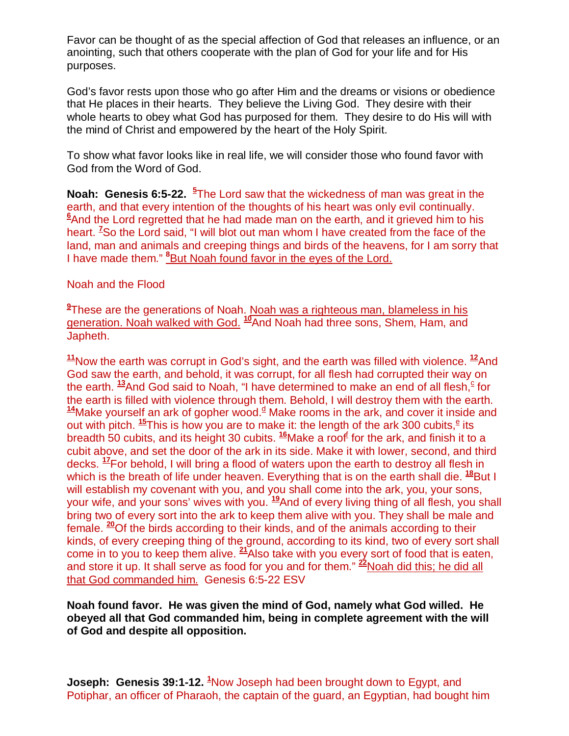Favor can be thought of as the special affection of God that releases an influence, or an anointing, such that others cooperate with the plan of God for your life and for His purposes.

God's favor rests upon those who go after Him and the dreams or visions or obedience that He places in their hearts. They believe the Living God. They desire with their whole hearts to obey what God has purposed for them. They desire to do His will with the mind of Christ and empowered by the heart of the Holy Spirit.

To show what favor looks like in real life, we will consider those who found favor with God from the Word of God.

**Noah: Genesis 6:5-22.** [5]The Lord saw that the wickedness of man was great in the earth, and that every intention of the thoughts of his heart was only evil continually. [6]And the Lord regretted that he had made man on the earth, and it grieved him to his heart. [7]So the Lord said, "I will blot out man whom I have created from the face of the land, man and animals and creeping things and birds of the heavens, for I am sorry that I have made them." [8]But Noah found favor in the eyes of the Lord.

Noah and the Flood

[9]These are the generations of Noah. Noah was a righteous man, blameless in his generation. Noah walked with God. [10]And Noah had three sons, Shem, Ham, and Japheth.

[11]Now the earth was corrupt in God's sight, and the earth was filled with violence. [12]And God saw the earth, and behold, it was corrupt, for all flesh had corrupted their way on the earth. [13]And God said to Noah, "I have determined to make an end of all flesh,[c] for the earth is filled with violence through them. Behold, I will destroy them with the earth. [14]Make yourself an ark of gopher wood.[d] Make rooms in the ark, and cover it inside and out with pitch. [15]This is how you are to make it: the length of the ark 300 cubits,[e] its breadth 50 cubits, and its height 30 cubits. [16]Make a roof[f] for the ark, and finish it to a cubit above, and set the door of the ark in its side. Make it with lower, second, and third decks. [17]For behold, I will bring a flood of waters upon the earth to destroy all flesh in which is the breath of life under heaven. Everything that is on the earth shall die. [18]But I will establish my covenant with you, and you shall come into the ark, you, your sons, your wife, and your sons' wives with you. [19]And of every living thing of all flesh, you shall bring two of every sort into the ark to keep them alive with you. They shall be male and female. [20]Of the birds according to their kinds, and of the animals according to their kinds, of every creeping thing of the ground, according to its kind, two of every sort shall come in to you to keep them alive. [21]Also take with you every sort of food that is eaten, and store it up. It shall serve as food for you and for them." [22]Noah did this; he did all that God commanded him. Genesis 6:5-22 ESV

**Noah found favor. He was given the mind of God, namely what God willed. He obeyed all that God commanded him, being in complete agreement with the will of God and despite all opposition.**

**Joseph: Genesis 39:1-12.** [1]Now Joseph had been brought down to Egypt, and Potiphar, an officer of Pharaoh, the captain of the guard, an Egyptian, had bought him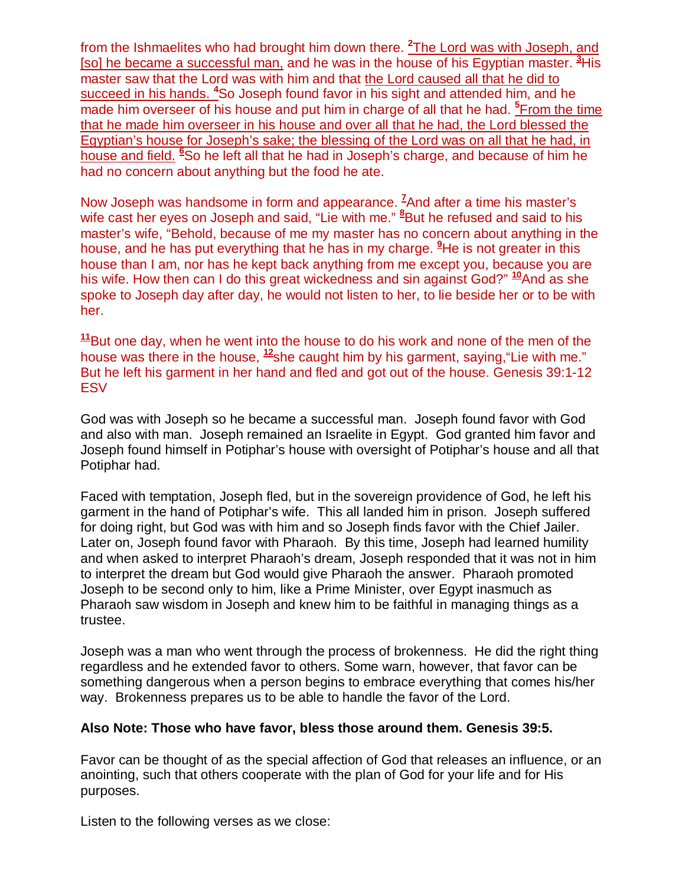from the Ishmaelites who had brought him down there. [2]<u>The Lord was with Joseph, and [so] he became a successful man,</u> and he was in the house of his Egyptian master. [3]His master saw that the Lord was with him and that <u>the Lord caused all that he did to succeed in his hands.</u> [4]So Joseph found favor in his sight and attended him, and he made him overseer of his house and put him in charge of all that he had. [5]<u>From the time that he made him overseer in his house and over all that he had, the Lord blessed the Egyptian's house for Joseph's sake; the blessing of the Lord was on all that he had, in house and field.</u> [6]So he left all that he had in Joseph's charge, and because of him he had no concern about anything but the food he ate.

Now Joseph was handsome in form and appearance. [7]And after a time his master's wife cast her eyes on Joseph and said, "Lie with me." [8]But he refused and said to his master's wife, "Behold, because of me my master has no concern about anything in the house, and he has put everything that he has in my charge. [9]He is not greater in this house than I am, nor has he kept back anything from me except you, because you are his wife. How then can I do this great wickedness and sin against God?" [10]And as she spoke to Joseph day after day, he would not listen to her, to lie beside her or to be with her.

[11]But one day, when he went into the house to do his work and none of the men of the house was there in the house, [12]she caught him by his garment, saying,"Lie with me." But he left his garment in her hand and fled and got out of the house. Genesis 39:1-12 ESV

God was with Joseph so he became a successful man. Joseph found favor with God and also with man. Joseph remained an Israelite in Egypt. God granted him favor and Joseph found himself in Potiphar's house with oversight of Potiphar's house and all that Potiphar had.

Faced with temptation, Joseph fled, but in the sovereign providence of God, he left his garment in the hand of Potiphar's wife. This all landed him in prison. Joseph suffered for doing right, but God was with him and so Joseph finds favor with the Chief Jailer. Later on, Joseph found favor with Pharaoh. By this time, Joseph had learned humility and when asked to interpret Pharaoh's dream, Joseph responded that it was not in him to interpret the dream but God would give Pharaoh the answer. Pharaoh promoted Joseph to be second only to him, like a Prime Minister, over Egypt inasmuch as Pharaoh saw wisdom in Joseph and knew him to be faithful in managing things as a trustee.

Joseph was a man who went through the process of brokenness. He did the right thing regardless and he extended favor to others. Some warn, however, that favor can be something dangerous when a person begins to embrace everything that comes his/her way. Brokenness prepares us to be able to handle the favor of the Lord.

**Also Note: Those who have favor, bless those around them. Genesis 39:5.**

Favor can be thought of as the special affection of God that releases an influence, or an anointing, such that others cooperate with the plan of God for your life and for His purposes.

Listen to the following verses as we close: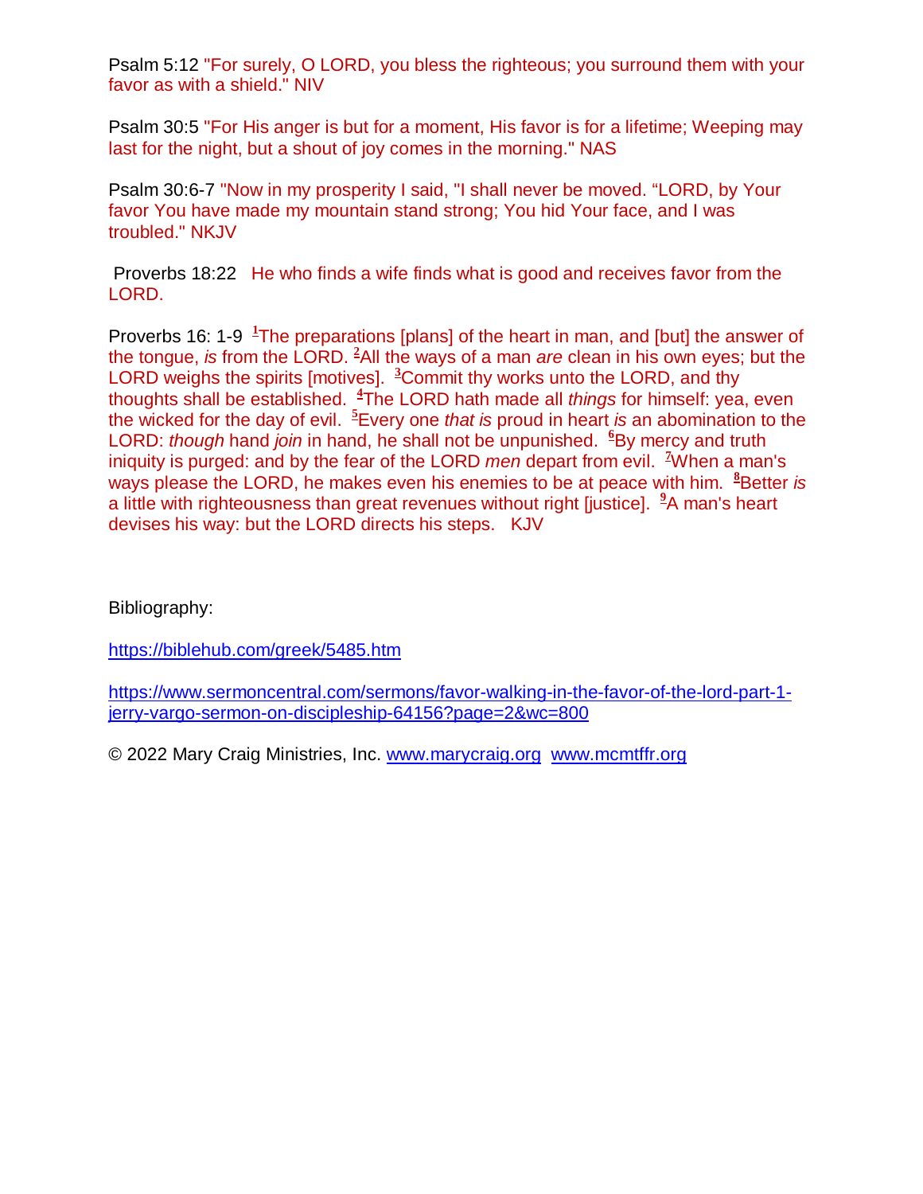Psalm 5:12 "For surely, O LORD, you bless the righteous; you surround them with your favor as with a shield." NIV

Psalm 30:5 "For His anger is but for a moment, His favor is for a lifetime; Weeping may last for the night, but a shout of joy comes in the morning." NAS

Psalm 30:6-7 "Now in my prosperity I said, "I shall never be moved. "LORD, by Your favor You have made my mountain stand strong; You hid Your face, and I was troubled." NKJV

Proverbs 18:22 He who finds a wife finds what is good and receives favor from the LORD.

Proverbs 16: 1-9 [1]The preparations [plans] of the heart in man, and [but] the answer of the tongue, *is* from the LORD. [2]All the ways of a man *are* clean in his own eyes; but the LORD weighs the spirits [motives]. [3]Commit thy works unto the LORD, and thy thoughts shall be established. [4]The LORD hath made all *things* for himself: yea, even the wicked for the day of evil. [5]Every one *that is* proud in heart *is* an abomination to the LORD: *though* hand *join* in hand, he shall not be unpunished. [6]By mercy and truth iniquity is purged: and by the fear of the LORD *men* depart from evil. [7]When a man's ways please the LORD, he makes even his enemies to be at peace with him. [8]Better *is* a little with righteousness than great revenues without right [justice]. [9]A man's heart devises his way: but the LORD directs his steps. KJV

Bibliography:

https://biblehub.com/greek/5485.htm

https://www.sermoncentral.com/sermons/favor-walking-in-the-favor-of-the-lord-part-1-jerry-vargo-sermon-on-discipleship-64156?page=2&wc=800

© 2022 Mary Craig Ministries, Inc. www.marycraig.org www.mcmtffr.org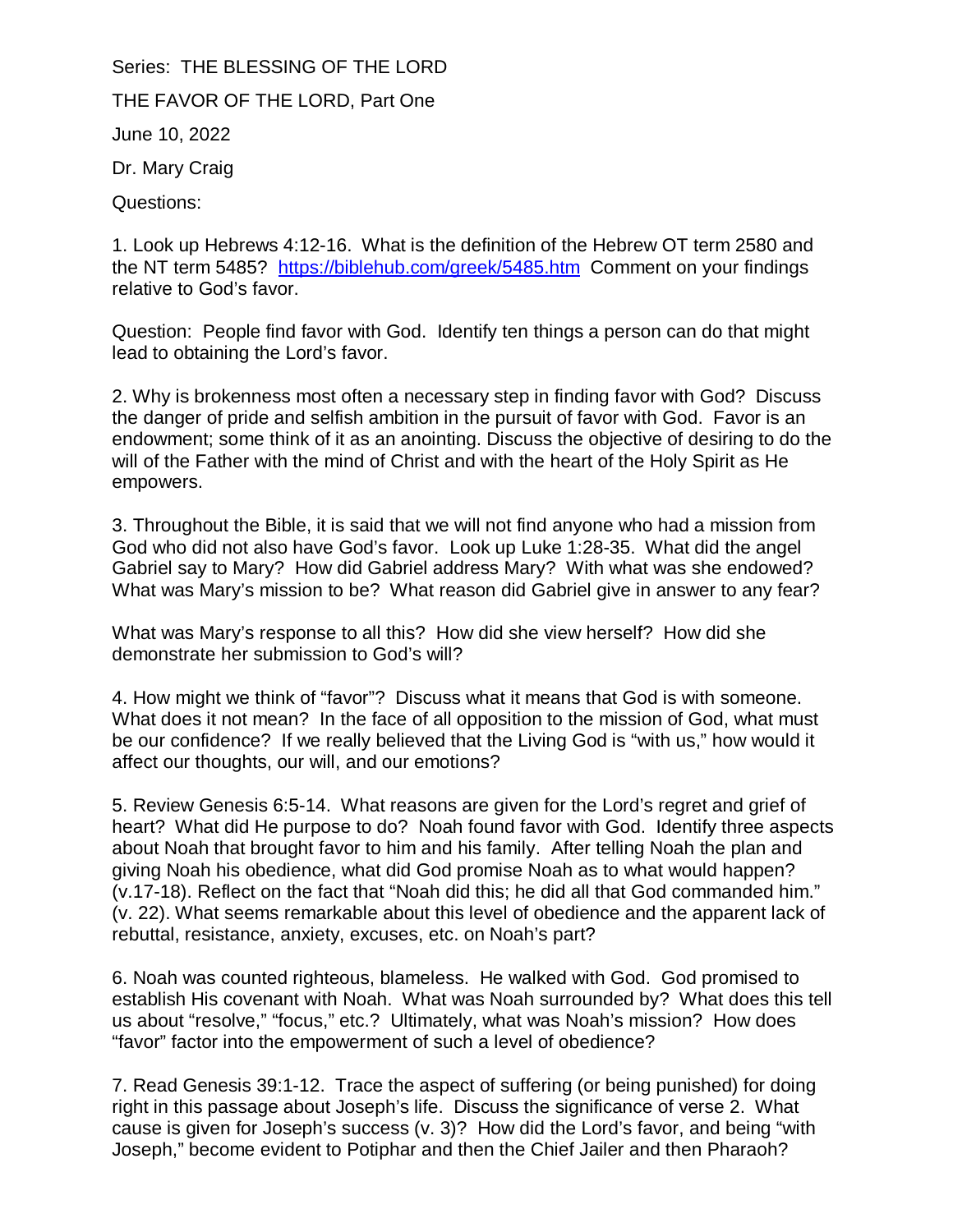Series: THE BLESSING OF THE LORD

THE FAVOR OF THE LORD, Part One

June 10, 2022

Dr. Mary Craig

Questions:

1. Look up Hebrews 4:12-16. What is the definition of the Hebrew OT term 2580 and the NT term 5485? https://biblehub.com/greek/5485.htm Comment on your findings relative to God's favor.

Question: People find favor with God. Identify ten things a person can do that might lead to obtaining the Lord's favor.

2. Why is brokenness most often a necessary step in finding favor with God? Discuss the danger of pride and selfish ambition in the pursuit of favor with God. Favor is an endowment; some think of it as an anointing. Discuss the objective of desiring to do the will of the Father with the mind of Christ and with the heart of the Holy Spirit as He empowers.

3. Throughout the Bible, it is said that we will not find anyone who had a mission from God who did not also have God's favor. Look up Luke 1:28-35. What did the angel Gabriel say to Mary? How did Gabriel address Mary? With what was she endowed? What was Mary's mission to be? What reason did Gabriel give in answer to any fear?

What was Mary's response to all this? How did she view herself? How did she demonstrate her submission to God's will?

4. How might we think of "favor"? Discuss what it means that God is with someone. What does it not mean? In the face of all opposition to the mission of God, what must be our confidence? If we really believed that the Living God is "with us," how would it affect our thoughts, our will, and our emotions?

5. Review Genesis 6:5-14. What reasons are given for the Lord's regret and grief of heart? What did He purpose to do? Noah found favor with God. Identify three aspects about Noah that brought favor to him and his family. After telling Noah the plan and giving Noah his obedience, what did God promise Noah as to what would happen? (v.17-18). Reflect on the fact that "Noah did this; he did all that God commanded him." (v. 22). What seems remarkable about this level of obedience and the apparent lack of rebuttal, resistance, anxiety, excuses, etc. on Noah's part?

6. Noah was counted righteous, blameless. He walked with God. God promised to establish His covenant with Noah. What was Noah surrounded by? What does this tell us about "resolve," "focus," etc.? Ultimately, what was Noah's mission? How does "favor" factor into the empowerment of such a level of obedience?

7. Read Genesis 39:1-12. Trace the aspect of suffering (or being punished) for doing right in this passage about Joseph's life. Discuss the significance of verse 2. What cause is given for Joseph's success (v. 3)? How did the Lord's favor, and being "with Joseph," become evident to Potiphar and then the Chief Jailer and then Pharaoh?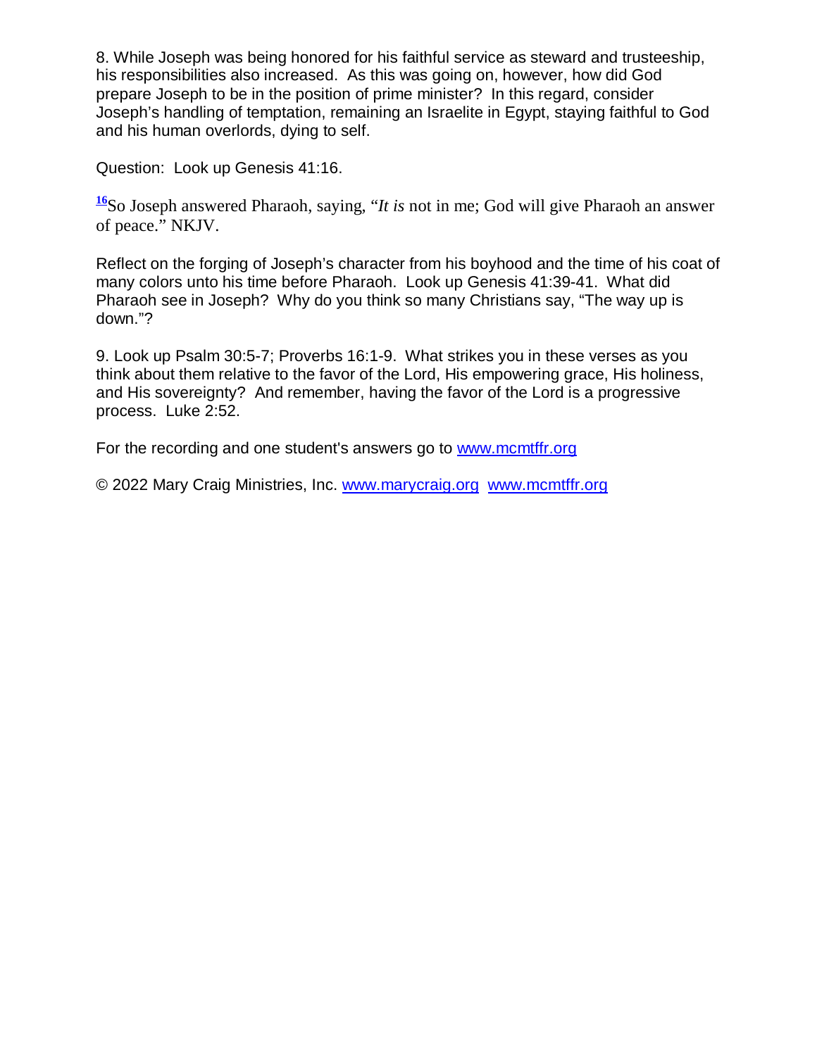8. While Joseph was being honored for his faithful service as steward and trusteeship, his responsibilities also increased. As this was going on, however, how did God prepare Joseph to be in the position of prime minister? In this regard, consider Joseph's handling of temptation, remaining an Israelite in Egypt, staying faithful to God and his human overlords, dying to self.

Question: Look up Genesis 41:16.

[16]So Joseph answered Pharaoh, saying, "*It is* not in me; God will give Pharaoh an answer of peace." NKJV.

Reflect on the forging of Joseph's character from his boyhood and the time of his coat of many colors unto his time before Pharaoh. Look up Genesis 41:39-41. What did Pharaoh see in Joseph? Why do you think so many Christians say, "The way up is down."?

9. Look up Psalm 30:5-7; Proverbs 16:1-9. What strikes you in these verses as you think about them relative to the favor of the Lord, His empowering grace, His holiness, and His sovereignty? And remember, having the favor of the Lord is a progressive process. Luke 2:52.

For the recording and one student's answers go to [www.mcmtffr.org](http://www.mcmtffr.org)

© 2022 Mary Craig Ministries, Inc. [www.marycraig.org](http://www.marycraig.org) [www.mcmtffr.org](http://www.mcmtffr.org)